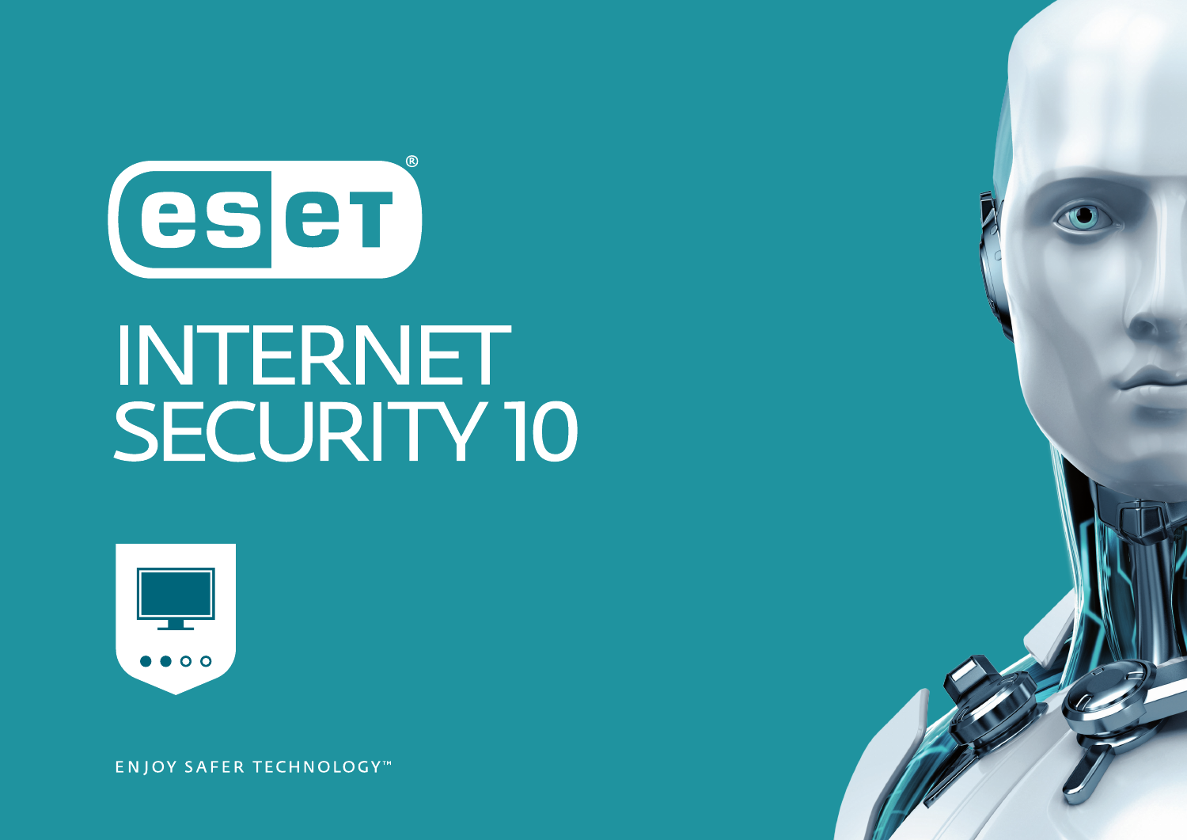# ESET®

# INTERNET SECURITY 10

ENJOY SAFER TECHNOLOGY™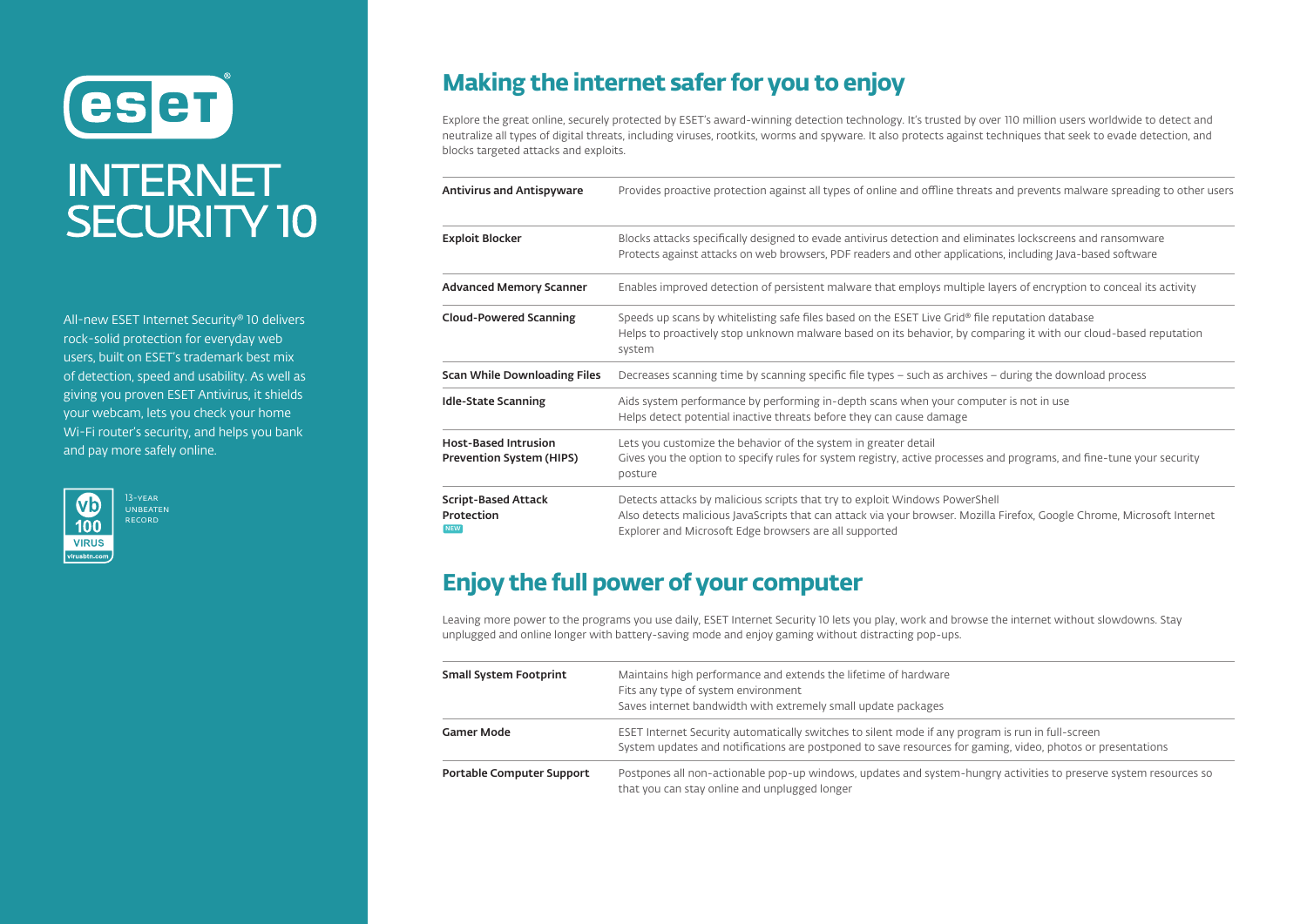# ESET INTERNET SECURITY 10

All-new ESET Internet Security® 10 delivers rock-solid protection for everyday web users, built on ESET's trademark best mix of detection, speed and usability. As well as giving you proven ESET Antivirus, it shields your webcam, lets you check your home Wi-Fi router's security, and helps you bank and pay more safely online.

VB 100 VIRUS virusbtn.com — 13-YEAR UNBEATEN RECORD

## Making the internet safer for you to enjoy

Explore the great online, securely protected by ESET's award-winning detection technology. It's trusted by over 110 million users worldwide to detect and neutralize all types of digital threats, including viruses, rootkits, worms and spyware. It also protects against techniques that seek to evade detection, and blocks targeted attacks and exploits.

| | |
|---|---|
| **Antivirus and Antispyware** | Provides proactive protection against all types of online and offline threats and prevents malware spreading to other users |
| **Exploit Blocker** | Blocks attacks specifically designed to evade antivirus detection and eliminates lockscreens and ransomware<br>Protects against attacks on web browsers, PDF readers and other applications, including Java-based software |
| **Advanced Memory Scanner** | Enables improved detection of persistent malware that employs multiple layers of encryption to conceal its activity |
| **Cloud-Powered Scanning** | Speeds up scans by whitelisting safe files based on the ESET Live Grid® file reputation database<br>Helps to proactively stop unknown malware based on its behavior, by comparing it with our cloud-based reputation system |
| **Scan While Downloading Files** | Decreases scanning time by scanning specific file types – such as archives – during the download process |
| **Idle-State Scanning** | Aids system performance by performing in-depth scans when your computer is not in use<br>Helps detect potential inactive threats before they can cause damage |
| **Host-Based Intrusion Prevention System (HIPS)** | Lets you customize the behavior of the system in greater detail<br>Gives you the option to specify rules for system registry, active processes and programs, and fine-tune your security posture |
| **Script-Based Attack Protection** NEW | Detects attacks by malicious scripts that try to exploit Windows PowerShell<br>Also detects malicious JavaScripts that can attack via your browser. Mozilla Firefox, Google Chrome, Microsoft Internet Explorer and Microsoft Edge browsers are all supported |

## Enjoy the full power of your computer

Leaving more power to the programs you use daily, ESET Internet Security 10 lets you play, work and browse the internet without slowdowns. Stay unplugged and online longer with battery-saving mode and enjoy gaming without distracting pop-ups.

| | |
|---|---|
| **Small System Footprint** | Maintains high performance and extends the lifetime of hardware<br>Fits any type of system environment<br>Saves internet bandwidth with extremely small update packages |
| **Gamer Mode** | ESET Internet Security automatically switches to silent mode if any program is run in full-screen<br>System updates and notifications are postponed to save resources for gaming, video, photos or presentations |
| **Portable Computer Support** | Postpones all non-actionable pop-up windows, updates and system-hungry activities to preserve system resources so that you can stay online and unplugged longer |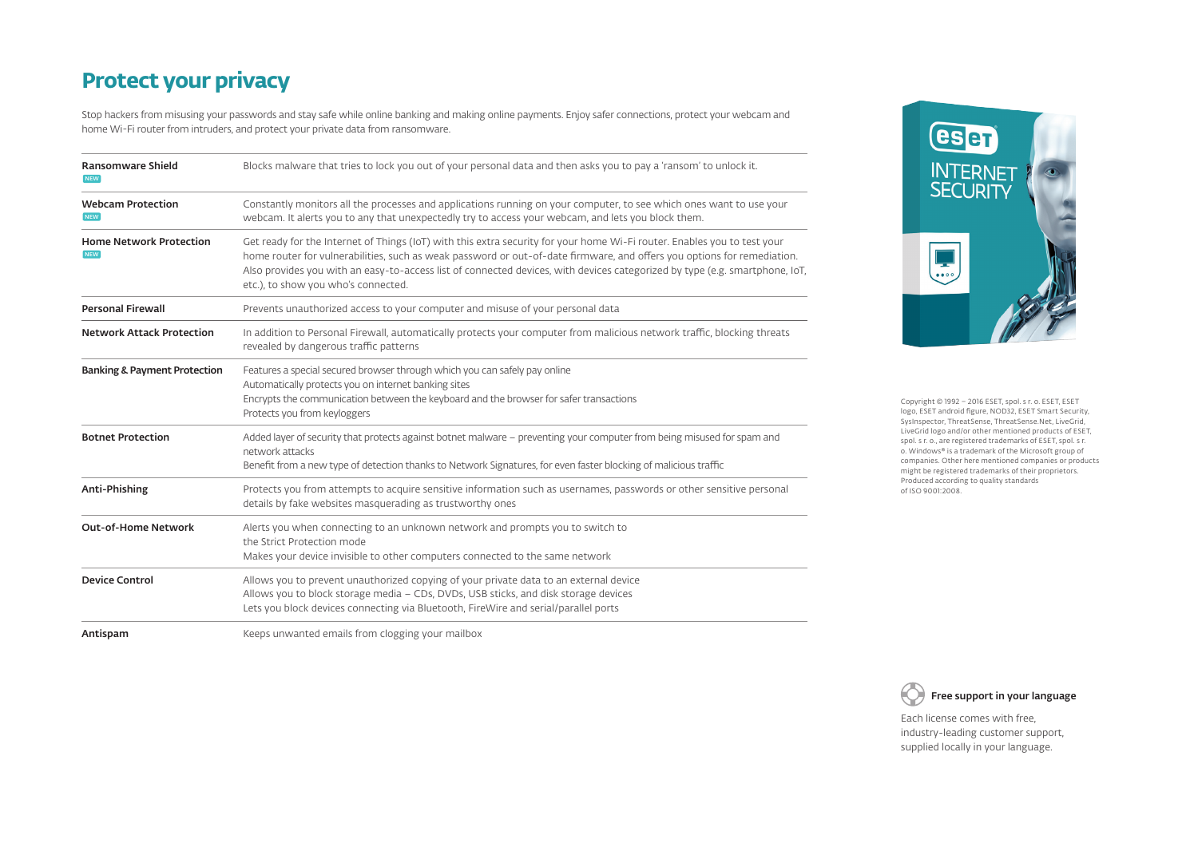# Protect your privacy

Stop hackers from misusing your passwords and stay safe while online banking and making online payments. Enjoy safer connections, protect your webcam and home Wi-Fi router from intruders, and protect your private data from ransomware.

| Feature | Description |
|---|---|
| **Ransomware Shield** NEW | Blocks malware that tries to lock you out of your personal data and then asks you to pay a 'ransom' to unlock it. |
| **Webcam Protection** NEW | Constantly monitors all the processes and applications running on your computer, to see which ones want to use your webcam. It alerts you to any that unexpectedly try to access your webcam, and lets you block them. |
| **Home Network Protection** NEW | Get ready for the Internet of Things (IoT) with this extra security for your home Wi-Fi router. Enables you to test your home router for vulnerabilities, such as weak password or out-of-date firmware, and offers you options for remediation. Also provides you with an easy-to-access list of connected devices, with devices categorized by type (e.g. smartphone, IoT, etc.), to show you who's connected. |
| **Personal Firewall** | Prevents unauthorized access to your computer and misuse of your personal data |
| **Network Attack Protection** | In addition to Personal Firewall, automatically protects your computer from malicious network traffic, blocking threats revealed by dangerous traffic patterns |
| **Banking & Payment Protection** | Features a special secured browser through which you can safely pay online<br>Automatically protects you on internet banking sites<br>Encrypts the communication between the keyboard and the browser for safer transactions<br>Protects you from keyloggers |
| **Botnet Protection** | Added layer of security that protects against botnet malware – preventing your computer from being misused for spam and network attacks<br>Benefit from a new type of detection thanks to Network Signatures, for even faster blocking of malicious traffic |
| **Anti-Phishing** | Protects you from attempts to acquire sensitive information such as usernames, passwords or other sensitive personal details by fake websites masquerading as trustworthy ones |
| **Out-of-Home Network** | Alerts you when connecting to an unknown network and prompts you to switch to the Strict Protection mode<br>Makes your device invisible to other computers connected to the same network |
| **Device Control** | Allows you to prevent unauthorized copying of your private data to an external device<br>Allows you to block storage media – CDs, DVDs, USB sticks, and disk storage devices<br>Lets you block devices connecting via Bluetooth, FireWire and serial/parallel ports |
| **Antispam** | Keeps unwanted emails from clogging your mailbox |

Copyright © 1992 – 2016 ESET, spol. s r. o. ESET, ESET logo, ESET android figure, NOD32, ESET Smart Security, SysInspector, ThreatSense, ThreatSense.Net, LiveGrid, LiveGrid logo and/or other mentioned products of ESET, spol. s r. o., are registered trademarks of ESET, spol. s r. o. Windows® is a trademark of the Microsoft group of companies. Other here mentioned companies or products might be registered trademarks of their proprietors. Produced according to quality standards of ISO 9001:2008.

**Free support in your language**

Each license comes with free, industry-leading customer support, supplied locally in your language.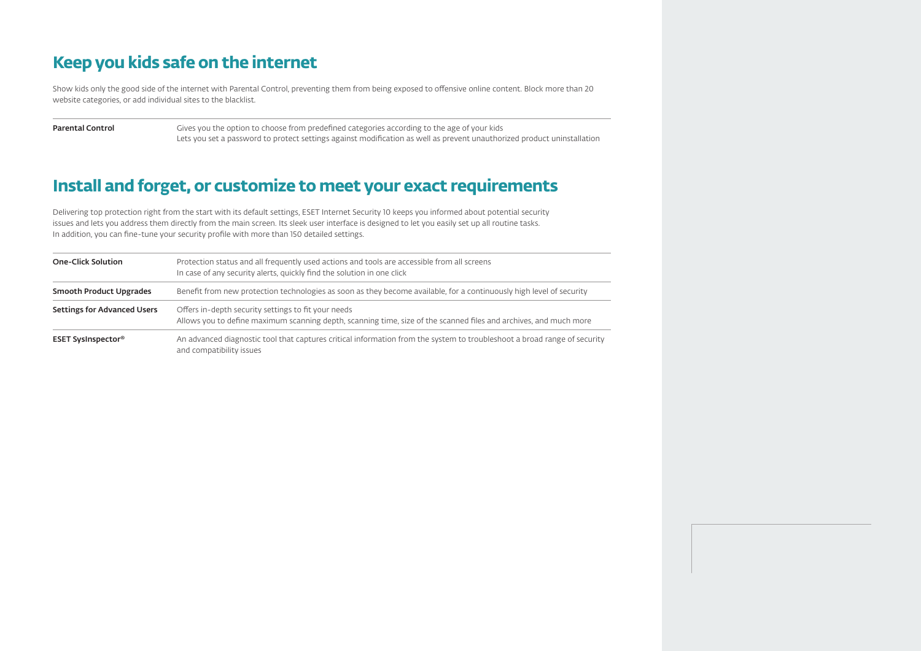## Keep you kids safe on the internet

Show kids only the good side of the internet with Parental Control, preventing them from being exposed to offensive online content. Block more than 20 website categories, or add individual sites to the blacklist.

| | |
|---|---|
| **Parental Control** | Gives you the option to choose from predefined categories according to the age of your kids<br>Lets you set a password to protect settings against modification as well as prevent unauthorized product uninstallation |

## Install and forget, or customize to meet your exact requirements

Delivering top protection right from the start with its default settings, ESET Internet Security 10 keeps you informed about potential security issues and lets you address them directly from the main screen. Its sleek user interface is designed to let you easily set up all routine tasks. In addition, you can fine-tune your security profile with more than 150 detailed settings.

| | |
|---|---|
| **One-Click Solution** | Protection status and all frequently used actions and tools are accessible from all screens<br>In case of any security alerts, quickly find the solution in one click |
| **Smooth Product Upgrades** | Benefit from new protection technologies as soon as they become available, for a continuously high level of security |
| **Settings for Advanced Users** | Offers in-depth security settings to fit your needs<br>Allows you to define maximum scanning depth, scanning time, size of the scanned files and archives, and much more |
| **ESET SysInspector®** | An advanced diagnostic tool that captures critical information from the system to troubleshoot a broad range of security and compatibility issues |